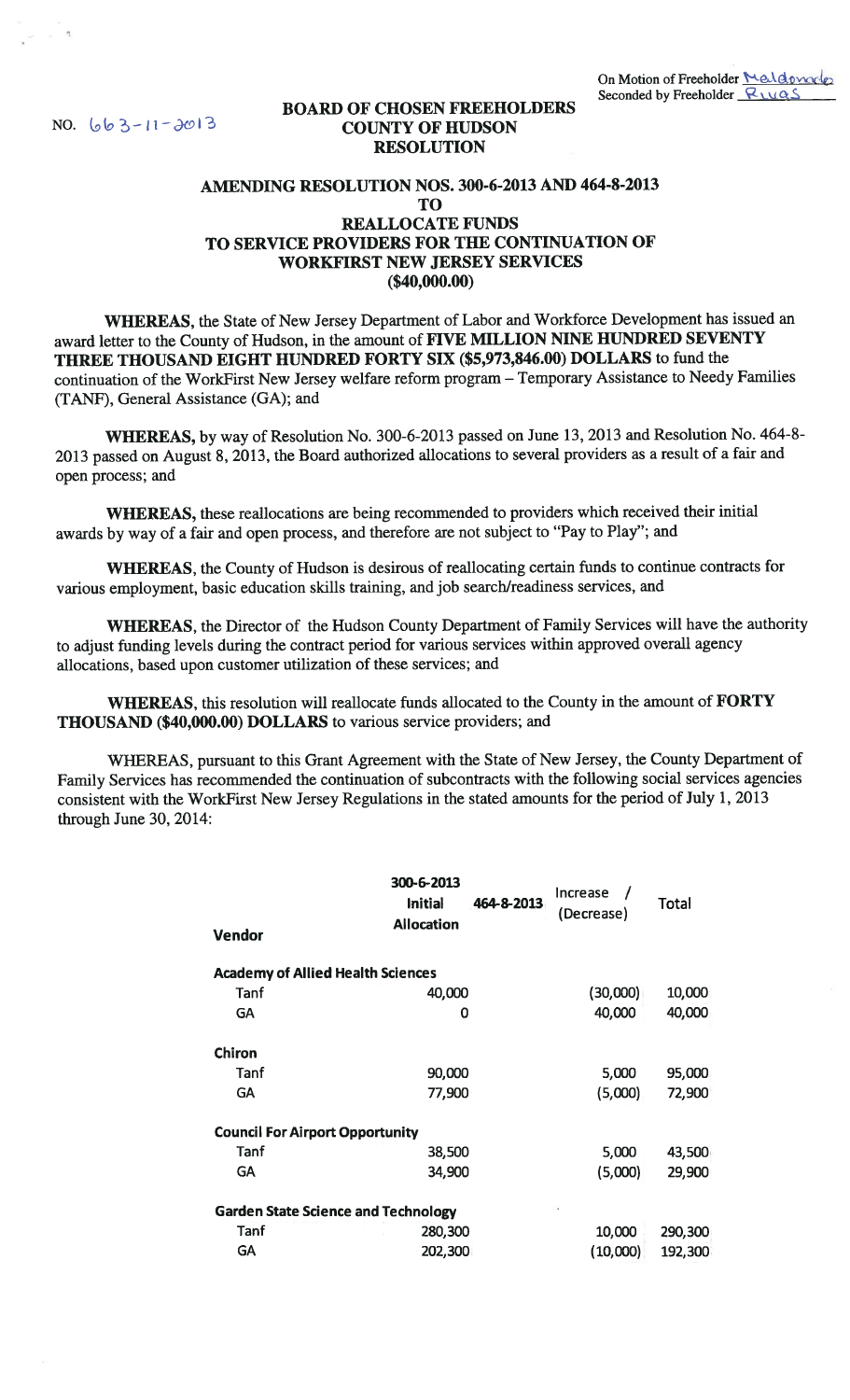On Motion of Freeholder Maldonado
Seconded by Freeholder Rivas

NO. 663-11-2013

**BOARD OF CHOSEN FREEHOLDERS**
**COUNTY OF HUDSON**
**RESOLUTION**

**AMENDING RESOLUTION NOS. 300-6-2013 AND 464-8-2013**
**TO**
**REALLOCATE FUNDS**
**TO SERVICE PROVIDERS FOR THE CONTINUATION OF**
**WORKFIRST NEW JERSEY SERVICES**
**($40,000.00)**

**WHEREAS,** the State of New Jersey Department of Labor and Workforce Development has issued an award letter to the County of Hudson, in the amount of **FIVE MILLION NINE HUNDRED SEVENTY THREE THOUSAND EIGHT HUNDRED FORTY SIX ($5,973,846.00) DOLLARS** to fund the continuation of the WorkFirst New Jersey welfare reform program – Temporary Assistance to Needy Families (TANF), General Assistance (GA); and

**WHEREAS,** by way of Resolution No. 300-6-2013 passed on June 13, 2013 and Resolution No. 464-8-2013 passed on August 8, 2013, the Board authorized allocations to several providers as a result of a fair and open process; and

**WHEREAS,** these reallocations are being recommended to providers which received their initial awards by way of a fair and open process, and therefore are not subject to "Pay to Play"; and

**WHEREAS,** the County of Hudson is desirous of reallocating certain funds to continue contracts for various employment, basic education skills training, and job search/readiness services, and

**WHEREAS,** the Director of the Hudson County Department of Family Services will have the authority to adjust funding levels during the contract period for various services within approved overall agency allocations, based upon customer utilization of these services; and

**WHEREAS,** this resolution will reallocate funds allocated to the County in the amount of **FORTY THOUSAND ($40,000.00) DOLLARS** to various service providers; and

WHEREAS, pursuant to this Grant Agreement with the State of New Jersey, the County Department of Family Services has recommended the continuation of subcontracts with the following social services agencies consistent with the WorkFirst New Jersey Regulations in the stated amounts for the period of July 1, 2013 through June 30, 2014:

| Vendor | 300-6-2013 Initial Allocation | 464-8-2013 | Increase / (Decrease) | Total |
|---|---|---|---|---|
| **Academy of Allied Health Sciences** | | | | |
| Tanf | 40,000 | | (30,000) | 10,000 |
| GA | 0 | | 40,000 | 40,000 |
| **Chiron** | | | | |
| Tanf | 90,000 | | 5,000 | 95,000 |
| GA | 77,900 | | (5,000) | 72,900 |
| **Council For Airport Opportunity** | | | | |
| Tanf | 38,500 | | 5,000 | 43,500 |
| GA | 34,900 | | (5,000) | 29,900 |
| **Garden State Science and Technology** | | | | |
| Tanf | 280,300 | | 10,000 | 290,300 |
| GA | 202,300 | | (10,000) | 192,300 |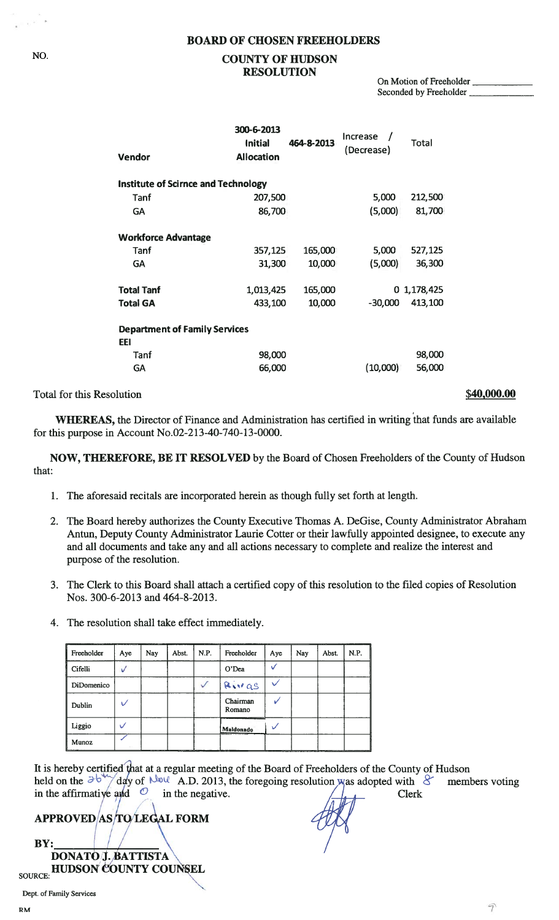**NO.**

**BOARD OF CHOSEN FREEHOLDERS**

**COUNTY OF HUDSON**

**RESOLUTION**

On Motion of Freeholder _____________

Seconded by Freeholder _____________

| Vendor | 300-6-2013 Initial Allocation | 464-8-2013 | Increase / (Decrease) | Total |
|---|---|---|---|---|
| **Institute of Scirnce and Technology** | | | | |
| Tanf | 207,500 | | 5,000 | 212,500 |
| GA | 86,700 | | (5,000) | 81,700 |
| **Workforce Advantage** | | | | |
| Tanf | 357,125 | 165,000 | 5,000 | 527,125 |
| GA | 31,300 | 10,000 | (5,000) | 36,300 |
| **Total Tanf** | 1,013,425 | 165,000 | 0 | 1,178,425 |
| **Total GA** | 433,100 | 10,000 | -30,000 | 413,100 |
| **Department of Family Services** | | | | |
| **EEI** | | | | |
| Tanf | 98,000 | | | 98,000 |
| GA | 66,000 | | (10,000) | 56,000 |

Total for this Resolution **$40,000.00**

**WHEREAS,** the Director of Finance and Administration has certified in writing that funds are available for this purpose in Account No.02-213-40-740-13-0000.

**NOW, THEREFORE, BE IT RESOLVED** by the Board of Chosen Freeholders of the County of Hudson that:

1. The aforesaid recitals are incorporated herein as though fully set forth at length.
2. The Board hereby authorizes the County Executive Thomas A. DeGise, County Administrator Abraham Antun, Deputy County Administrator Laurie Cotter or their lawfully appointed designee, to execute any and all documents and take any and all actions necessary to complete and realize the interest and purpose of the resolution.
3. The Clerk to this Board shall attach a certified copy of this resolution to the filed copies of Resolution Nos. 300-6-2013 and 464-8-2013.
4. The resolution shall take effect immediately.

| Freeholder | Aye | Nay | Abst. | N.P. | Freeholder | Aye | Nay | Abst. | N.P. |
|---|---|---|---|---|---|---|---|---|---|
| Cifelli | ✓ | | | | O'Dea | ✓ | | | |
| DiDomenico | | | | ✓ | Rivas | ✓ | | | |
| Dublin | ✓ | | | | Chairman Romano | ✓ | | | |
| Liggio | ✓ | | | | Maldonado | ✓ | | | |
| Munoz | ✓ | | | | | | | | |

It is hereby certified that at a regular meeting of the Board of Freeholders of the County of Hudson held on the 26th day of Nov A.D. 2013, the foregoing resolution was adopted with 8 members voting in the affirmative and 0 in the negative.

Clerk

**APPROVED AS TO LEGAL FORM**

**BY:** _____________

**DONATO J. BATTISTA**

**HUDSON COUNTY COUNSEL**

SOURCE:

Dept. of Family Services

RM